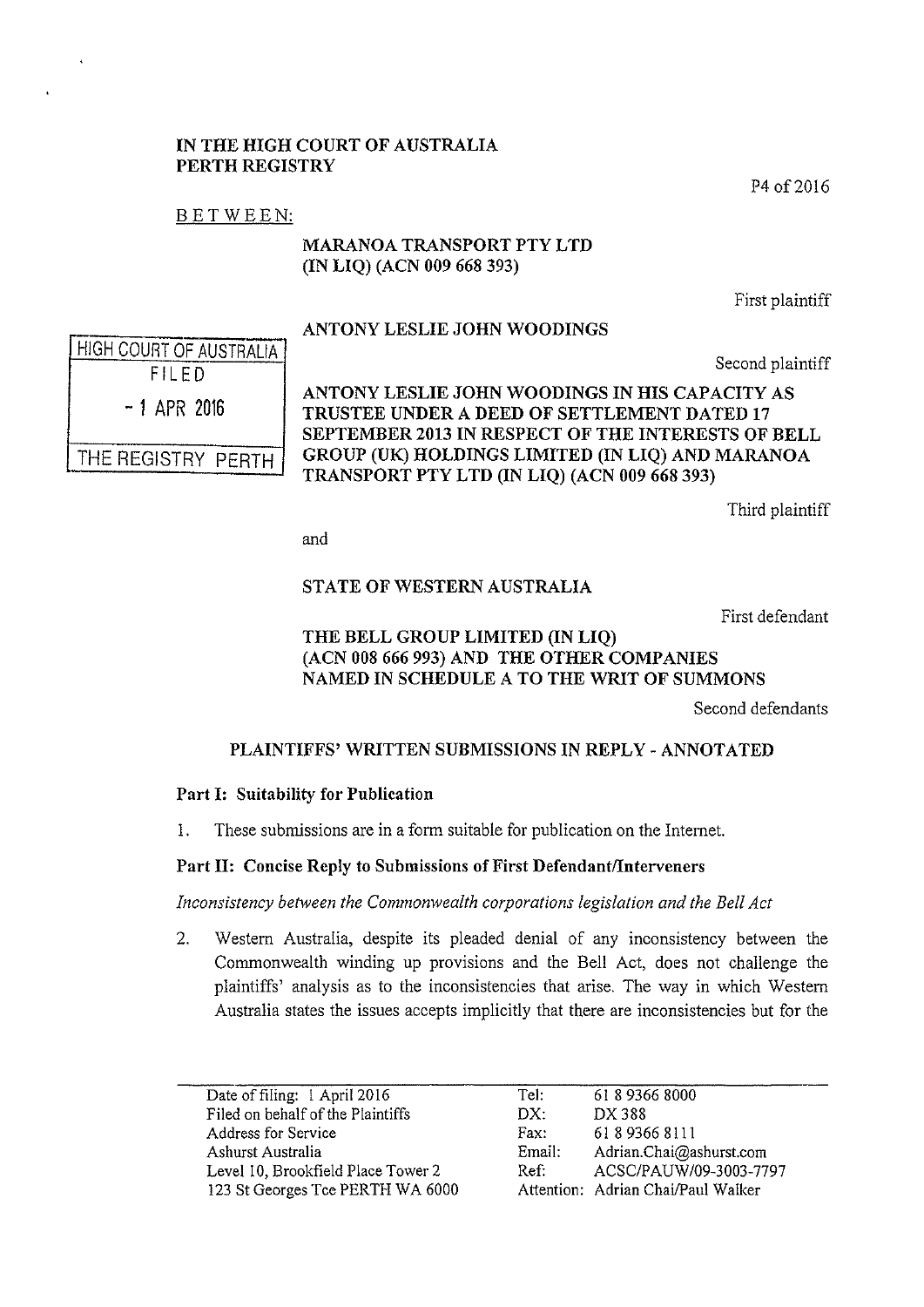**IN THE HIGH COURT OF AUSTRALIA**
**PERTH REGISTRY**

P4 of 2016

B E T W E E N:

**MARANOA TRANSPORT PTY LTD (IN LIQ) (ACN 009 668 393)**

First plaintiff

**ANTONY LESLIE JOHN WOODINGS**

Second plaintiff

HIGH COURT OF AUSTRALIA
FILED
- 1 APR 2016
THE REGISTRY PERTH

**ANTONY LESLIE JOHN WOODINGS IN HIS CAPACITY AS TRUSTEE UNDER A DEED OF SETTLEMENT DATED 17 SEPTEMBER 2013 IN RESPECT OF THE INTERESTS OF BELL GROUP (UK) HOLDINGS LIMITED (IN LIQ) AND MARANOA TRANSPORT PTY LTD (IN LIQ) (ACN 009 668 393)**

Third plaintiff

and

**STATE OF WESTERN AUSTRALIA**

First defendant

**THE BELL GROUP LIMITED (IN LIQ) (ACN 008 666 993) AND THE OTHER COMPANIES NAMED IN SCHEDULE A TO THE WRIT OF SUMMONS**

Second defendants

**PLAINTIFFS' WRITTEN SUBMISSIONS IN REPLY - ANNOTATED**

**Part I: Suitability for Publication**

1. These submissions are in a form suitable for publication on the Internet.

**Part II: Concise Reply to Submissions of First Defendant/Interveners**

*Inconsistency between the Commonwealth corporations legislation and the Bell Act*

2. Western Australia, despite its pleaded denial of any inconsistency between the Commonwealth winding up provisions and the Bell Act, does not challenge the plaintiffs' analysis as to the inconsistencies that arise. The way in which Western Australia states the issues accepts implicitly that there are inconsistencies but for the

| | | |
|---|---|---|
| Date of filing: 1 April 2016 | Tel: | 61 8 9366 8000 |
| Filed on behalf of the Plaintiffs | DX: | DX 388 |
| Address for Service | Fax: | 61 8 9366 8111 |
| Ashurst Australia | Email: | Adrian.Chai@ashurst.com |
| Level 10, Brookfield Place Tower 2 | Ref: | ACSC/PAUW/09-3003-7797 |
| 123 St Georges Tce PERTH WA 6000 | Attention: | Adrian Chai/Paul Walker |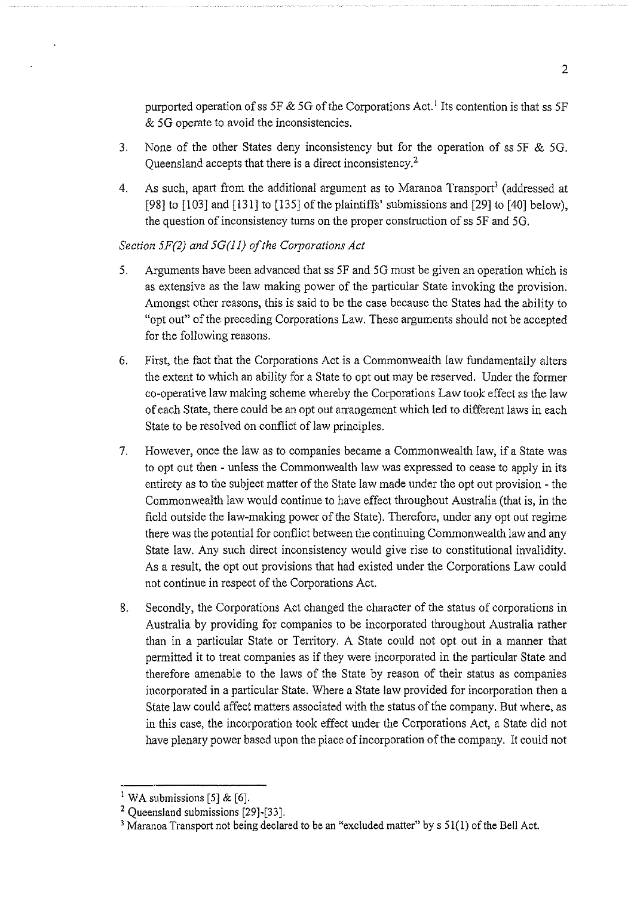purported operation of ss 5F & 5G of the Corporations Act.[1] Its contention is that ss 5F & 5G operate to avoid the inconsistencies.

3. None of the other States deny inconsistency but for the operation of ss 5F & 5G. Queensland accepts that there is a direct inconsistency.[2]

4. As such, apart from the additional argument as to Maranoa Transport[3] (addressed at [98] to [103] and [131] to [135] of the plaintiffs' submissions and [29] to [40] below), the question of inconsistency turns on the proper construction of ss 5F and 5G.

*Section 5F(2) and 5G(11) of the Corporations Act*

5. Arguments have been advanced that ss 5F and 5G must be given an operation which is as extensive as the law making power of the particular State invoking the provision. Amongst other reasons, this is said to be the case because the States had the ability to "opt out" of the preceding Corporations Law. These arguments should not be accepted for the following reasons.

6. First, the fact that the Corporations Act is a Commonwealth law fundamentally alters the extent to which an ability for a State to opt out may be reserved. Under the former co-operative law making scheme whereby the Corporations Law took effect as the law of each State, there could be an opt out arrangement which led to different laws in each State to be resolved on conflict of law principles.

7. However, once the law as to companies became a Commonwealth law, if a State was to opt out then - unless the Commonwealth law was expressed to cease to apply in its entirety as to the subject matter of the State law made under the opt out provision - the Commonwealth law would continue to have effect throughout Australia (that is, in the field outside the law-making power of the State). Therefore, under any opt out regime there was the potential for conflict between the continuing Commonwealth law and any State law. Any such direct inconsistency would give rise to constitutional invalidity. As a result, the opt out provisions that had existed under the Corporations Law could not continue in respect of the Corporations Act.

8. Secondly, the Corporations Act changed the character of the status of corporations in Australia by providing for companies to be incorporated throughout Australia rather than in a particular State or Territory. A State could not opt out in a manner that permitted it to treat companies as if they were incorporated in the particular State and therefore amenable to the laws of the State by reason of their status as companies incorporated in a particular State. Where a State law provided for incorporation then a State law could affect matters associated with the status of the company. But where, as in this case, the incorporation took effect under the Corporations Act, a State did not have plenary power based upon the place of incorporation of the company. It could not

---

[1] WA submissions [5] & [6].

[2] Queensland submissions [29]-[33].

[3] Maranoa Transport not being declared to be an "excluded matter" by s 51(1) of the Bell Act.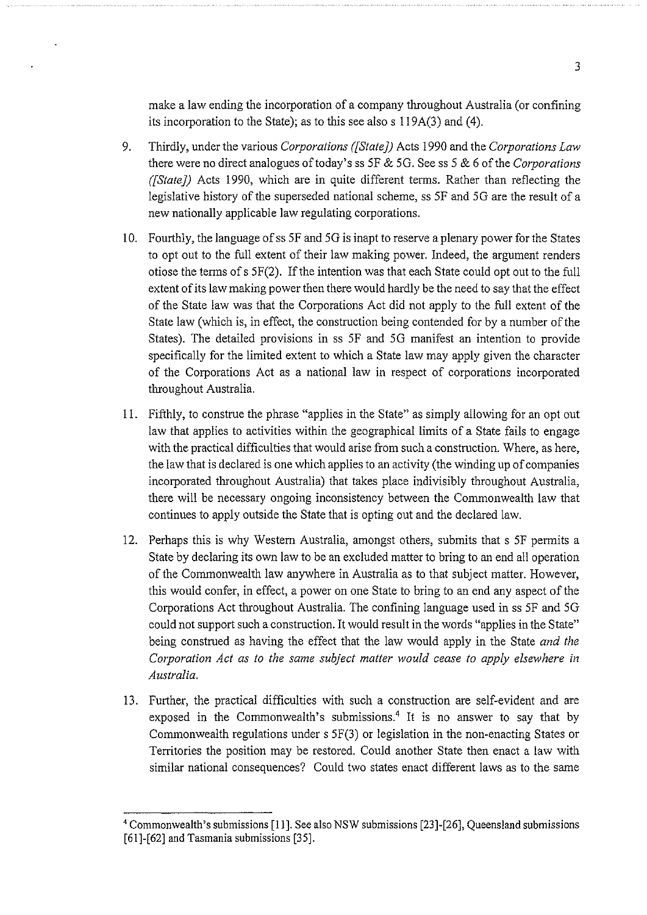make a law ending the incorporation of a company throughout Australia (or confining its incorporation to the State); as to this see also s 119A(3) and (4).

9. Thirdly, under the various *Corporations ([State])* Acts 1990 and the *Corporations Law* there were no direct analogues of today's ss 5F & 5G. See ss 5 & 6 of the *Corporations ([State])* Acts 1990, which are in quite different terms. Rather than reflecting the legislative history of the superseded national scheme, ss 5F and 5G are the result of a new nationally applicable law regulating corporations.

10. Fourthly, the language of ss 5F and 5G is inapt to reserve a plenary power for the States to opt out to the full extent of their law making power. Indeed, the argument renders otiose the terms of s 5F(2). If the intention was that each State could opt out to the full extent of its law making power then there would hardly be the need to say that the effect of the State law was that the Corporations Act did not apply to the full extent of the State law (which is, in effect, the construction being contended for by a number of the States). The detailed provisions in ss 5F and 5G manifest an intention to provide specifically for the limited extent to which a State law may apply given the character of the Corporations Act as a national law in respect of corporations incorporated throughout Australia.

11. Fifthly, to construe the phrase "applies in the State" as simply allowing for an opt out law that applies to activities within the geographical limits of a State fails to engage with the practical difficulties that would arise from such a construction. Where, as here, the law that is declared is one which applies to an activity (the winding up of companies incorporated throughout Australia) that takes place indivisibly throughout Australia, there will be necessary ongoing inconsistency between the Commonwealth law that continues to apply outside the State that is opting out and the declared law.

12. Perhaps this is why Western Australia, amongst others, submits that s 5F permits a State by declaring its own law to be an excluded matter to bring to an end all operation of the Commonwealth law anywhere in Australia as to that subject matter. However, this would confer, in effect, a power on one State to bring to an end any aspect of the Corporations Act throughout Australia. The confining language used in ss 5F and 5G could not support such a construction. It would result in the words "applies in the State" being construed as having the effect that the law would apply in the State *and the Corporation Act as to the same subject matter would cease to apply elsewhere in Australia.*

13. Further, the practical difficulties with such a construction are self-evident and are exposed in the Commonwealth's submissions.[4] It is no answer to say that by Commonwealth regulations under s 5F(3) or legislation in the non-enacting States or Territories the position may be restored. Could another State then enact a law with similar national consequences? Could two states enact different laws as to the same

---

[4] Commonwealth's submissions [11]. See also NSW submissions [23]-[26], Queensland submissions [61]-[62] and Tasmania submissions [35].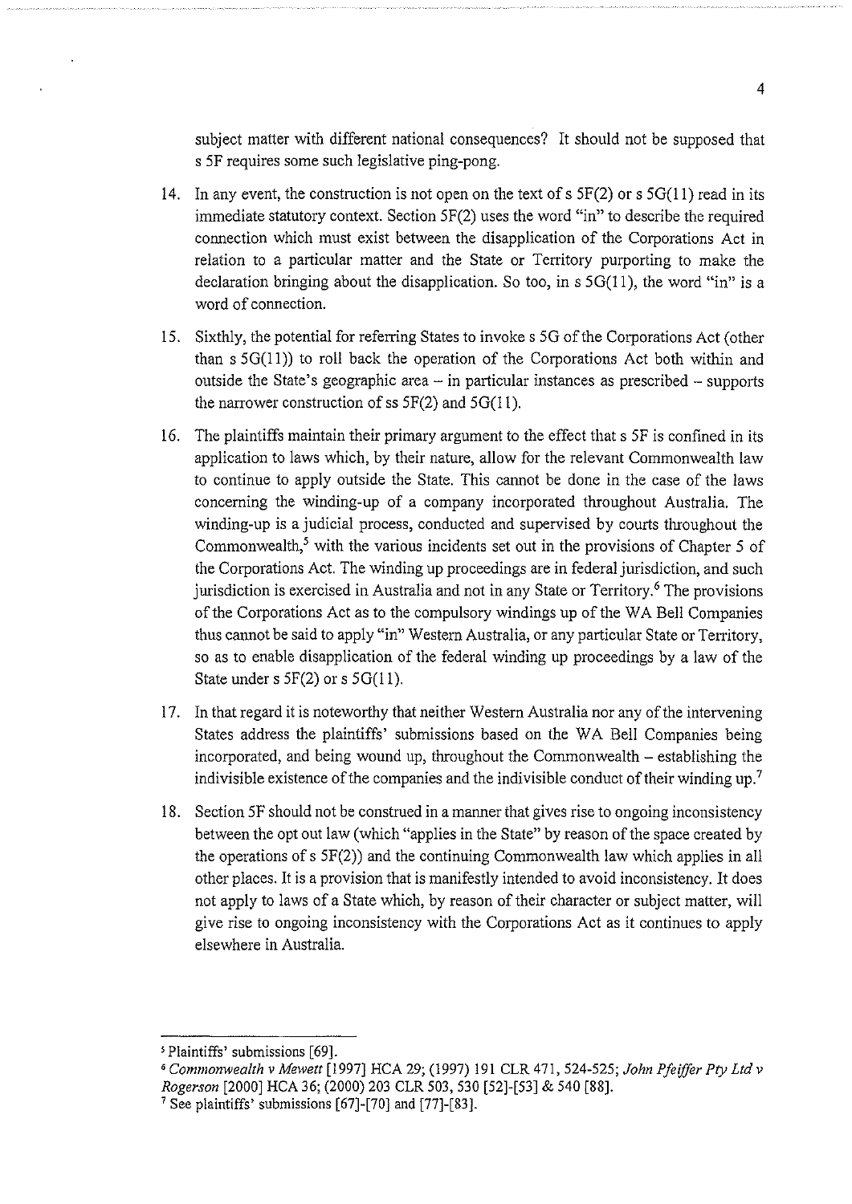subject matter with different national consequences? It should not be supposed that s 5F requires some such legislative ping-pong.

14. In any event, the construction is not open on the text of s 5F(2) or s 5G(11) read in its immediate statutory context. Section 5F(2) uses the word "in" to describe the required connection which must exist between the disapplication of the Corporations Act in relation to a particular matter and the State or Territory purporting to make the declaration bringing about the disapplication. So too, in s 5G(11), the word "in" is a word of connection.

15. Sixthly, the potential for referring States to invoke s 5G of the Corporations Act (other than s 5G(11)) to roll back the operation of the Corporations Act both within and outside the State's geographic area – in particular instances as prescribed – supports the narrower construction of ss 5F(2) and 5G(11).

16. The plaintiffs maintain their primary argument to the effect that s 5F is confined in its application to laws which, by their nature, allow for the relevant Commonwealth law to continue to apply outside the State. This cannot be done in the case of the laws concerning the winding-up of a company incorporated throughout Australia. The winding-up is a judicial process, conducted and supervised by courts throughout the Commonwealth,[5] with the various incidents set out in the provisions of Chapter 5 of the Corporations Act. The winding up proceedings are in federal jurisdiction, and such jurisdiction is exercised in Australia and not in any State or Territory.[6] The provisions of the Corporations Act as to the compulsory windings up of the WA Bell Companies thus cannot be said to apply "in" Western Australia, or any particular State or Territory, so as to enable disapplication of the federal winding up proceedings by a law of the State under s 5F(2) or s 5G(11).

17. In that regard it is noteworthy that neither Western Australia nor any of the intervening States address the plaintiffs' submissions based on the WA Bell Companies being incorporated, and being wound up, throughout the Commonwealth – establishing the indivisible existence of the companies and the indivisible conduct of their winding up.[7]

18. Section 5F should not be construed in a manner that gives rise to ongoing inconsistency between the opt out law (which "applies in the State" by reason of the space created by the operations of s 5F(2)) and the continuing Commonwealth law which applies in all other places. It is a provision that is manifestly intended to avoid inconsistency. It does not apply to laws of a State which, by reason of their character or subject matter, will give rise to ongoing inconsistency with the Corporations Act as it continues to apply elsewhere in Australia.

---

[5] Plaintiffs' submissions [69].

[6] *Commonwealth v Mewett* [1997] HCA 29; (1997) 191 CLR 471, 524-525; *John Pfeiffer Pty Ltd v Rogerson* [2000] HCA 36; (2000) 203 CLR 503, 530 [52]-[53] & 540 [88].

[7] See plaintiffs' submissions [67]-[70] and [77]-[83].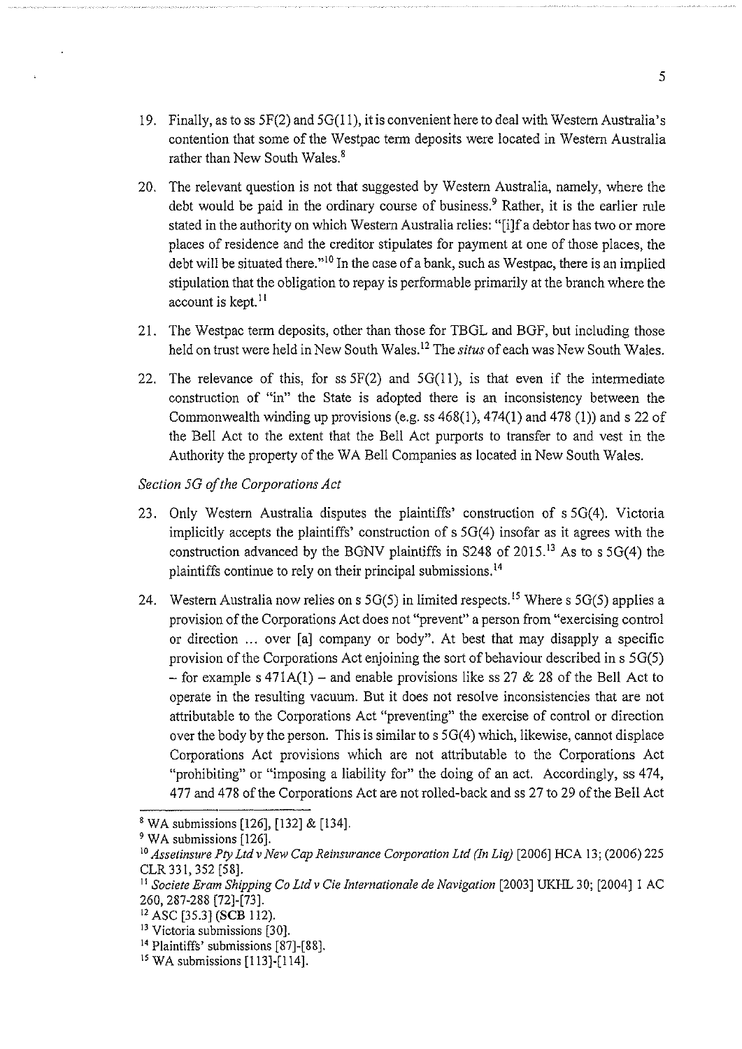19. Finally, as to ss 5F(2) and 5G(11), it is convenient here to deal with Western Australia's contention that some of the Westpac term deposits were located in Western Australia rather than New South Wales.[8]

20. The relevant question is not that suggested by Western Australia, namely, where the debt would be paid in the ordinary course of business.[9] Rather, it is the earlier rule stated in the authority on which Western Australia relies: "[i]f a debtor has two or more places of residence and the creditor stipulates for payment at one of those places, the debt will be situated there."[10] In the case of a bank, such as Westpac, there is an implied stipulation that the obligation to repay is performable primarily at the branch where the account is kept.[11]

21. The Westpac term deposits, other than those for TBGL and BGF, but including those held on trust were held in New South Wales.[12] The *situs* of each was New South Wales.

22. The relevance of this, for ss 5F(2) and 5G(11), is that even if the intermediate construction of "in" the State is adopted there is an inconsistency between the Commonwealth winding up provisions (e.g. ss 468(1), 474(1) and 478 (1)) and s 22 of the Bell Act to the extent that the Bell Act purports to transfer to and vest in the Authority the property of the WA Bell Companies as located in New South Wales.

*Section 5G of the Corporations Act*

23. Only Western Australia disputes the plaintiffs' construction of s 5G(4). Victoria implicitly accepts the plaintiffs' construction of s 5G(4) insofar as it agrees with the construction advanced by the BGNV plaintiffs in S248 of 2015.[13] As to s 5G(4) the plaintiffs continue to rely on their principal submissions.[14]

24. Western Australia now relies on s 5G(5) in limited respects.[15] Where s 5G(5) applies a provision of the Corporations Act does not "prevent" a person from "exercising control or direction ... over [a] company or body". At best that may disapply a specific provision of the Corporations Act enjoining the sort of behaviour described in s 5G(5) – for example s 471A(1) – and enable provisions like ss 27 & 28 of the Bell Act to operate in the resulting vacuum. But it does not resolve inconsistencies that are not attributable to the Corporations Act "preventing" the exercise of control or direction over the body by the person. This is similar to s 5G(4) which, likewise, cannot displace Corporations Act provisions which are not attributable to the Corporations Act "prohibiting" or "imposing a liability for" the doing of an act. Accordingly, ss 474, 477 and 478 of the Corporations Act are not rolled-back and ss 27 to 29 of the Bell Act

---

[8] WA submissions [126], [132] & [134].

[9] WA submissions [126].

[10] *Assetinsure Pty Ltd v New Cap Reinsurance Corporation Ltd (In Liq)* [2006] HCA 13; (2006) 225 CLR 331, 352 [58].

[11] *Societe Eram Shipping Co Ltd v Cie Internationale de Navigation* [2003] UKHL 30; [2004] 1 AC 260, 287-288 [72]-[73].

[12] ASC [35.3] (**SCB** 112).

[13] Victoria submissions [30].

[14] Plaintiffs' submissions [87]-[88].

[15] WA submissions [113]-[114].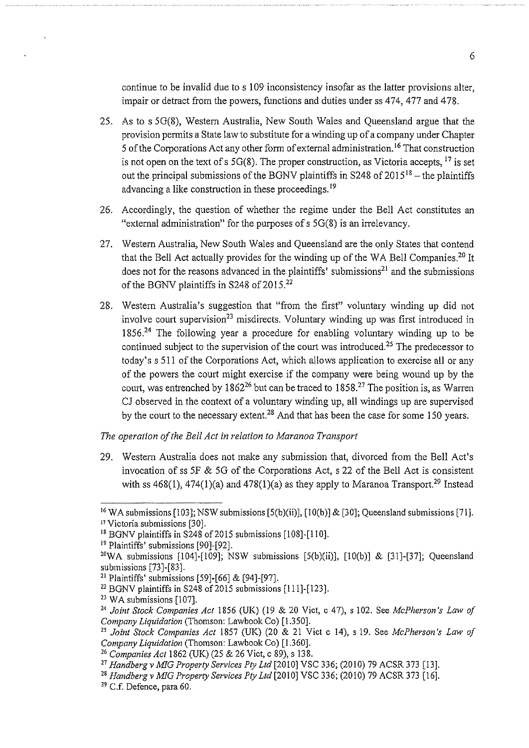continue to be invalid due to s 109 inconsistency insofar as the latter provisions alter, impair or detract from the powers, functions and duties under ss 474, 477 and 478.

25. As to s 5G(8), Western Australia, New South Wales and Queensland argue that the provision permits a State law to substitute for a winding up of a company under Chapter 5 of the Corporations Act any other form of external administration.[16] That construction is not open on the text of s 5G(8). The proper construction, as Victoria accepts, [17] is set out the principal submissions of the BGNV plaintiffs in S248 of 2015[18] – the plaintiffs advancing a like construction in these proceedings.[19]

26. Accordingly, the question of whether the regime under the Bell Act constitutes an "external administration" for the purposes of s 5G(8) is an irrelevancy.

27. Western Australia, New South Wales and Queensland are the only States that contend that the Bell Act actually provides for the winding up of the WA Bell Companies.[20] It does not for the reasons advanced in the plaintiffs' submissions[21] and the submissions of the BGNV plaintiffs in S248 of 2015.[22]

28. Western Australia's suggestion that "from the first" voluntary winding up did not involve court supervision[23] misdirects. Voluntary winding up was first introduced in 1856.[24] The following year a procedure for enabling voluntary winding up to be continued subject to the supervision of the court was introduced.[25] The predecessor to today's s 511 of the Corporations Act, which allows application to exercise all or any of the powers the court might exercise if the company were being wound up by the court, was entrenched by 1862[26] but can be traced to 1858.[27] The position is, as Warren CJ observed in the context of a voluntary winding up, all windings up are supervised by the court to the necessary extent.[28] And that has been the case for some 150 years.

*The operation of the Bell Act in relation to Maranoa Transport*

29. Western Australia does not make any submission that, divorced from the Bell Act's invocation of ss 5F & 5G of the Corporations Act, s 22 of the Bell Act is consistent with ss 468(1), 474(1)(a) and 478(1)(a) as they apply to Maranoa Transport.[29] Instead

---

[16] WA submissions [103]; NSW submissions [5(b)(ii)], [10(b)] & [30]; Queensland submissions [71].

[17] Victoria submissions [30].

[18] BGNV plaintiffs in S248 of 2015 submissions [108]-[110].

[19] Plaintiffs' submissions [90]-[92].

[20] WA submissions [104]-[109]; NSW submissions [5(b)(ii)], [10(b)] & [31]-[37]; Queensland submissions [73]-[83].

[21] Plaintiffs' submissions [59]-[66] & [94]-[97].

[22] BGNV plaintiffs in S248 of 2015 submissions [111]-[123].

[23] WA submissions [107].

[24] *Joint Stock Companies Act* 1856 (UK) (19 & 20 Vict, c 47), s 102. See *McPherson's Law of Company Liquidation* (Thomson: Lawbook Co) [1.350].

[25] *Joint Stock Companies Act* 1857 (UK) (20 & 21 Vict c 14), s 19. See *McPherson's Law of Company Liquidation* (Thomson: Lawbook Co) [1.360].

[26] *Companies Act* 1862 (UK) (25 & 26 Vict, c 89), s 138.

[27] *Handberg v MIG Property Services Pty Ltd* [2010] VSC 336; (2010) 79 ACSR 373 [13].

[28] *Handberg v MIG Property Services Pty Ltd* [2010] VSC 336; (2010) 79 ACSR 373 [16].

[29] C.f. Defence, para 60.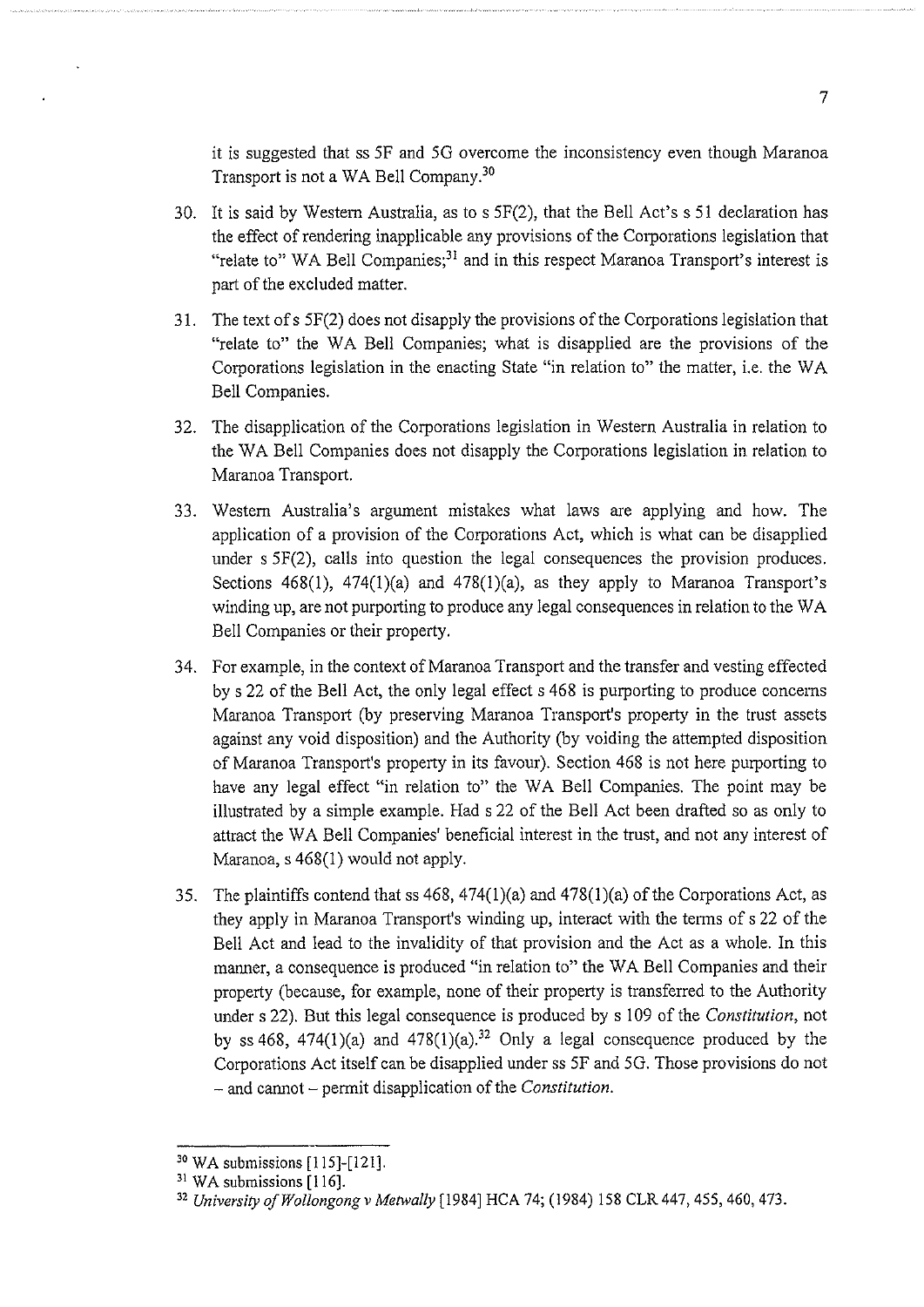it is suggested that ss 5F and 5G overcome the inconsistency even though Maranoa Transport is not a WA Bell Company.[30]

30. It is said by Western Australia, as to s 5F(2), that the Bell Act's s 51 declaration has the effect of rendering inapplicable any provisions of the Corporations legislation that "relate to" WA Bell Companies;[31] and in this respect Maranoa Transport's interest is part of the excluded matter.

31. The text of s 5F(2) does not disapply the provisions of the Corporations legislation that "relate to" the WA Bell Companies; what is disapplied are the provisions of the Corporations legislation in the enacting State "in relation to" the matter, i.e. the WA Bell Companies.

32. The disapplication of the Corporations legislation in Western Australia in relation to the WA Bell Companies does not disapply the Corporations legislation in relation to Maranoa Transport.

33. Western Australia's argument mistakes what laws are applying and how. The application of a provision of the Corporations Act, which is what can be disapplied under s 5F(2), calls into question the legal consequences the provision produces. Sections 468(1), 474(1)(a) and 478(1)(a), as they apply to Maranoa Transport's winding up, are not purporting to produce any legal consequences in relation to the WA Bell Companies or their property.

34. For example, in the context of Maranoa Transport and the transfer and vesting effected by s 22 of the Bell Act, the only legal effect s 468 is purporting to produce concerns Maranoa Transport (by preserving Maranoa Transport's property in the trust assets against any void disposition) and the Authority (by voiding the attempted disposition of Maranoa Transport's property in its favour). Section 468 is not here purporting to have any legal effect "in relation to" the WA Bell Companies. The point may be illustrated by a simple example. Had s 22 of the Bell Act been drafted so as only to attract the WA Bell Companies' beneficial interest in the trust, and not any interest of Maranoa, s 468(1) would not apply.

35. The plaintiffs contend that ss 468, 474(1)(a) and 478(1)(a) of the Corporations Act, as they apply in Maranoa Transport's winding up, interact with the terms of s 22 of the Bell Act and lead to the invalidity of that provision and the Act as a whole. In this manner, a consequence is produced "in relation to" the WA Bell Companies and their property (because, for example, none of their property is transferred to the Authority under s 22). But this legal consequence is produced by s 109 of the *Constitution*, not by ss 468, 474(1)(a) and 478(1)(a).[32] Only a legal consequence produced by the Corporations Act itself can be disapplied under ss 5F and 5G. Those provisions do not – and cannot – permit disapplication of the *Constitution*.

---

[30] WA submissions [115]-[121].

[31] WA submissions [116].

[32] *University of Wollongong v Metwally* [1984] HCA 74; (1984) 158 CLR 447, 455, 460, 473.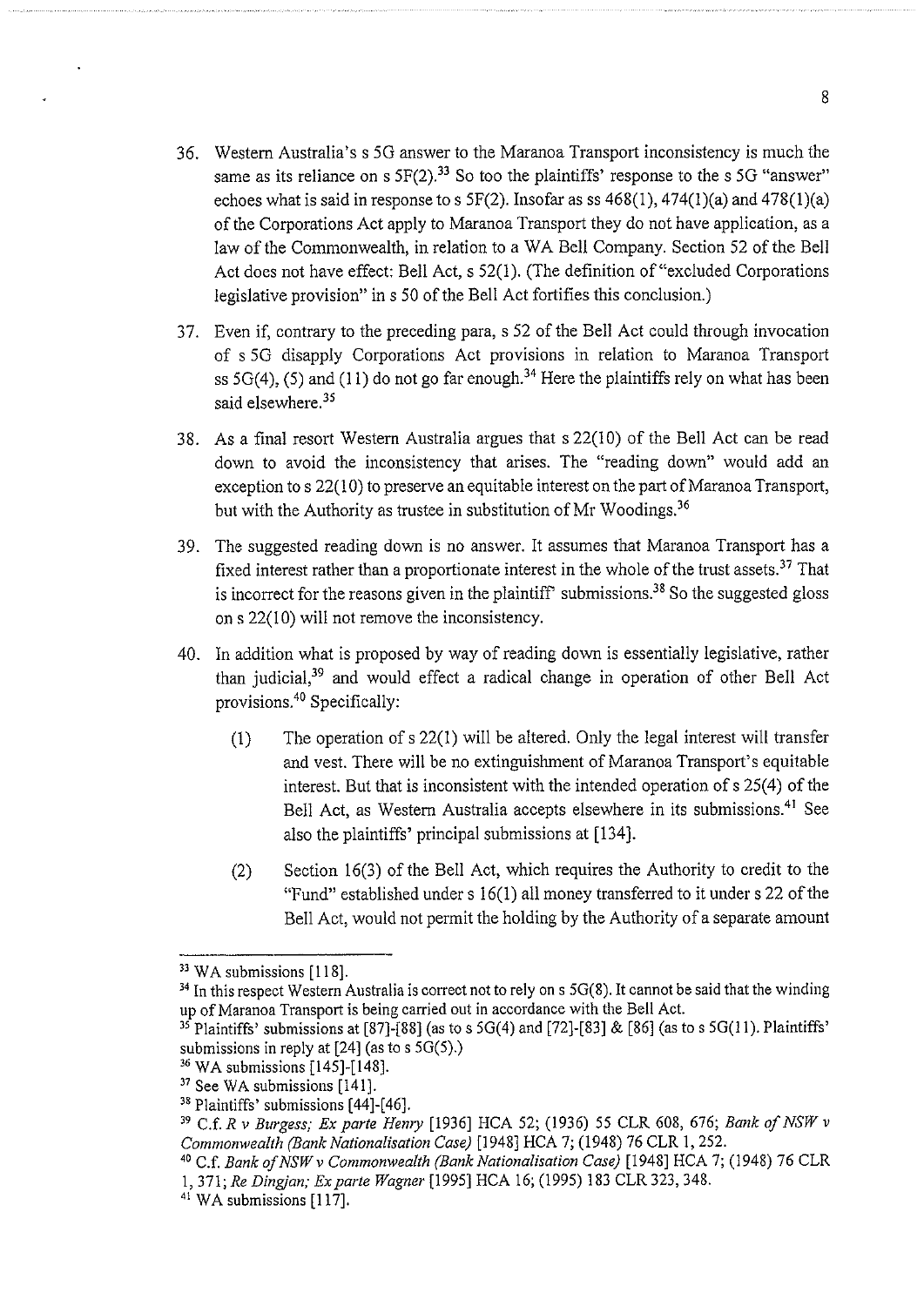36. Western Australia's s 5G answer to the Maranoa Transport inconsistency is much the same as its reliance on s 5F(2).[33] So too the plaintiffs' response to the s 5G "answer" echoes what is said in response to s 5F(2). Insofar as ss 468(1), 474(1)(a) and 478(1)(a) of the Corporations Act apply to Maranoa Transport they do not have application, as a law of the Commonwealth, in relation to a WA Bell Company. Section 52 of the Bell Act does not have effect: Bell Act, s 52(1). (The definition of "excluded Corporations legislative provision" in s 50 of the Bell Act fortifies this conclusion.)

37. Even if, contrary to the preceding para, s 52 of the Bell Act could through invocation of s 5G disapply Corporations Act provisions in relation to Maranoa Transport ss 5G(4), (5) and (11) do not go far enough.[34] Here the plaintiffs rely on what has been said elsewhere.[35]

38. As a final resort Western Australia argues that s 22(10) of the Bell Act can be read down to avoid the inconsistency that arises. The "reading down" would add an exception to s 22(10) to preserve an equitable interest on the part of Maranoa Transport, but with the Authority as trustee in substitution of Mr Woodings.[36]

39. The suggested reading down is no answer. It assumes that Maranoa Transport has a fixed interest rather than a proportionate interest in the whole of the trust assets.[37] That is incorrect for the reasons given in the plaintiff' submissions.[38] So the suggested gloss on s 22(10) will not remove the inconsistency.

40. In addition what is proposed by way of reading down is essentially legislative, rather than judicial,[39] and would effect a radical change in operation of other Bell Act provisions.[40] Specifically:

    (1) The operation of s 22(1) will be altered. Only the legal interest will transfer and vest. There will be no extinguishment of Maranoa Transport's equitable interest. But that is inconsistent with the intended operation of s 25(4) of the Bell Act, as Western Australia accepts elsewhere in its submissions.[41] See also the plaintiffs' principal submissions at [134].

    (2) Section 16(3) of the Bell Act, which requires the Authority to credit to the "Fund" established under s 16(1) all money transferred to it under s 22 of the Bell Act, would not permit the holding by the Authority of a separate amount

---

[33] WA submissions [118].

[34] In this respect Western Australia is correct not to rely on s 5G(8). It cannot be said that the winding up of Maranoa Transport is being carried out in accordance with the Bell Act.

[35] Plaintiffs' submissions at [87]-[88] (as to s 5G(4) and [72]-[83] & [86] (as to s 5G(11). Plaintiffs' submissions in reply at [24] (as to s 5G(5).)

[36] WA submissions [145]-[148].

[37] See WA submissions [141].

[38] Plaintiffs' submissions [44]-[46].

[39] C.f. *R v Burgess; Ex parte Henry* [1936] HCA 52; (1936) 55 CLR 608, 676; *Bank of NSW v Commonwealth (Bank Nationalisation Case)* [1948] HCA 7; (1948) 76 CLR 1, 252.

[40] C.f. *Bank of NSW v Commonwealth (Bank Nationalisation Case)* [1948] HCA 7; (1948) 76 CLR 1, 371; *Re Dingjan; Ex parte Wagner* [1995] HCA 16; (1995) 183 CLR 323, 348.

[41] WA submissions [117].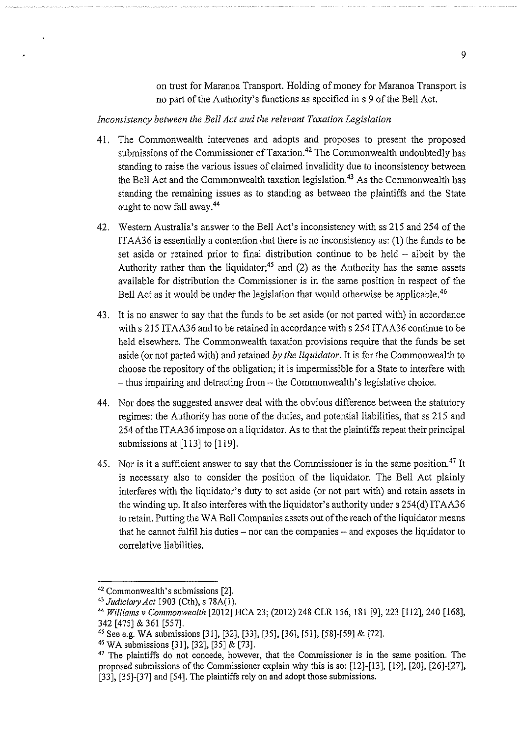on trust for Maranoa Transport. Holding of money for Maranoa Transport is no part of the Authority's functions as specified in s 9 of the Bell Act.

*Inconsistency between the Bell Act and the relevant Taxation Legislation*

41. The Commonwealth intervenes and adopts and proposes to present the proposed submissions of the Commissioner of Taxation.[42] The Commonwealth undoubtedly has standing to raise the various issues of claimed invalidity due to inconsistency between the Bell Act and the Commonwealth taxation legislation.[43] As the Commonwealth has standing the remaining issues as to standing as between the plaintiffs and the State ought to now fall away.[44]

42. Western Australia's answer to the Bell Act's inconsistency with ss 215 and 254 of the ITAA36 is essentially a contention that there is no inconsistency as: (1) the funds to be set aside or retained prior to final distribution continue to be held – albeit by the Authority rather than the liquidator;[45] and (2) as the Authority has the same assets available for distribution the Commissioner is in the same position in respect of the Bell Act as it would be under the legislation that would otherwise be applicable.[46]

43. It is no answer to say that the funds to be set aside (or not parted with) in accordance with s 215 ITAA36 and to be retained in accordance with s 254 ITAA36 continue to be held elsewhere. The Commonwealth taxation provisions require that the funds be set aside (or not parted with) and retained *by the liquidator*. It is for the Commonwealth to choose the repository of the obligation; it is impermissible for a State to interfere with – thus impairing and detracting from – the Commonwealth's legislative choice.

44. Nor does the suggested answer deal with the obvious difference between the statutory regimes: the Authority has none of the duties, and potential liabilities, that ss 215 and 254 of the ITAA36 impose on a liquidator. As to that the plaintiffs repeat their principal submissions at [113] to [119].

45. Nor is it a sufficient answer to say that the Commissioner is in the same position.[47] It is necessary also to consider the position of the liquidator. The Bell Act plainly interferes with the liquidator's duty to set aside (or not part with) and retain assets in the winding up. It also interferes with the liquidator's authority under s 254(d) ITAA36 to retain. Putting the WA Bell Companies assets out of the reach of the liquidator means that he cannot fulfil his duties – nor can the companies – and exposes the liquidator to correlative liabilities.

---

[42] Commonwealth's submissions [2].

[43] *Judiciary Act* 1903 (Cth), s 78A(1).

[44] *Williams v Commonwealth* [2012] HCA 23; (2012) 248 CLR 156, 181 [9], 223 [112], 240 [168], 342 [475] & 361 [557].

[45] See e.g. WA submissions [31], [32], [33], [35], [36], [51], [58]-[59] & [72].

[46] WA submissions [31], [32], [35] & [73].

[47] The plaintiffs do not concede, however, that the Commissioner is in the same position. The proposed submissions of the Commissioner explain why this is so: [12]-[13], [19], [20], [26]-[27], [33], [35]-[37] and [54]. The plaintiffs rely on and adopt those submissions.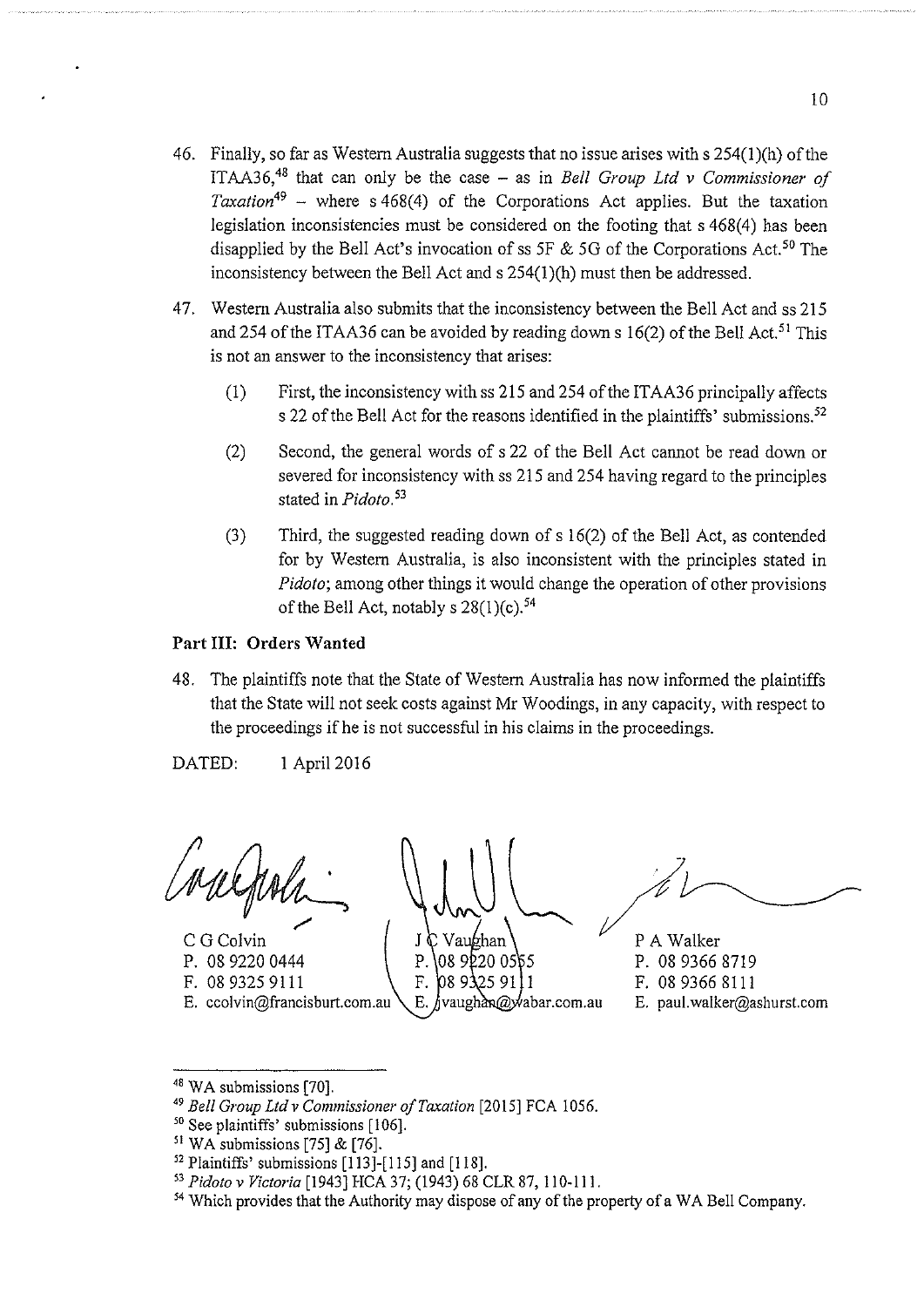46. Finally, so far as Western Australia suggests that no issue arises with s 254(1)(h) of the ITAA36,[48] that can only be the case – as in *Bell Group Ltd v Commissioner of Taxation*[49] – where s 468(4) of the Corporations Act applies. But the taxation legislation inconsistencies must be considered on the footing that s 468(4) has been disapplied by the Bell Act's invocation of ss 5F & 5G of the Corporations Act.[50] The inconsistency between the Bell Act and s 254(1)(h) must then be addressed.

47. Western Australia also submits that the inconsistency between the Bell Act and ss 215 and 254 of the ITAA36 can be avoided by reading down s 16(2) of the Bell Act.[51] This is not an answer to the inconsistency that arises:

    (1) First, the inconsistency with ss 215 and 254 of the ITAA36 principally affects s 22 of the Bell Act for the reasons identified in the plaintiffs' submissions.[52]

    (2) Second, the general words of s 22 of the Bell Act cannot be read down or severed for inconsistency with ss 215 and 254 having regard to the principles stated in *Pidoto*.[53]

    (3) Third, the suggested reading down of s 16(2) of the Bell Act, as contended for by Western Australia, is also inconsistent with the principles stated in *Pidoto*; among other things it would change the operation of other provisions of the Bell Act, notably s 28(1)(c).[54]

### Part III: Orders Wanted

48. The plaintiffs note that the State of Western Australia has now informed the plaintiffs that the State will not seek costs against Mr Woodings, in any capacity, with respect to the proceedings if he is not successful in his claims in the proceedings.

DATED: 1 April 2016

| | | |
|---|---|---|
| C G Colvin | J C Vaughan | P A Walker |
| P. 08 9220 0444 | P. 08 9220 0555 | P. 08 9366 8719 |
| F. 08 9325 9111 | F. 08 9325 9111 | F. 08 9366 8111 |
| E. ccolvin@francisburt.com.au | E. jvaughan@wabar.com.au | E. paul.walker@ashurst.com |

---

[48] WA submissions [70].

[49] *Bell Group Ltd v Commissioner of Taxation* [2015] FCA 1056.

[50] See plaintiffs' submissions [106].

[51] WA submissions [75] & [76].

[52] Plaintiffs' submissions [113]-[115] and [118].

[53] *Pidoto v Victoria* [1943] HCA 37; (1943) 68 CLR 87, 110-111.

[54] Which provides that the Authority may dispose of any of the property of a WA Bell Company.